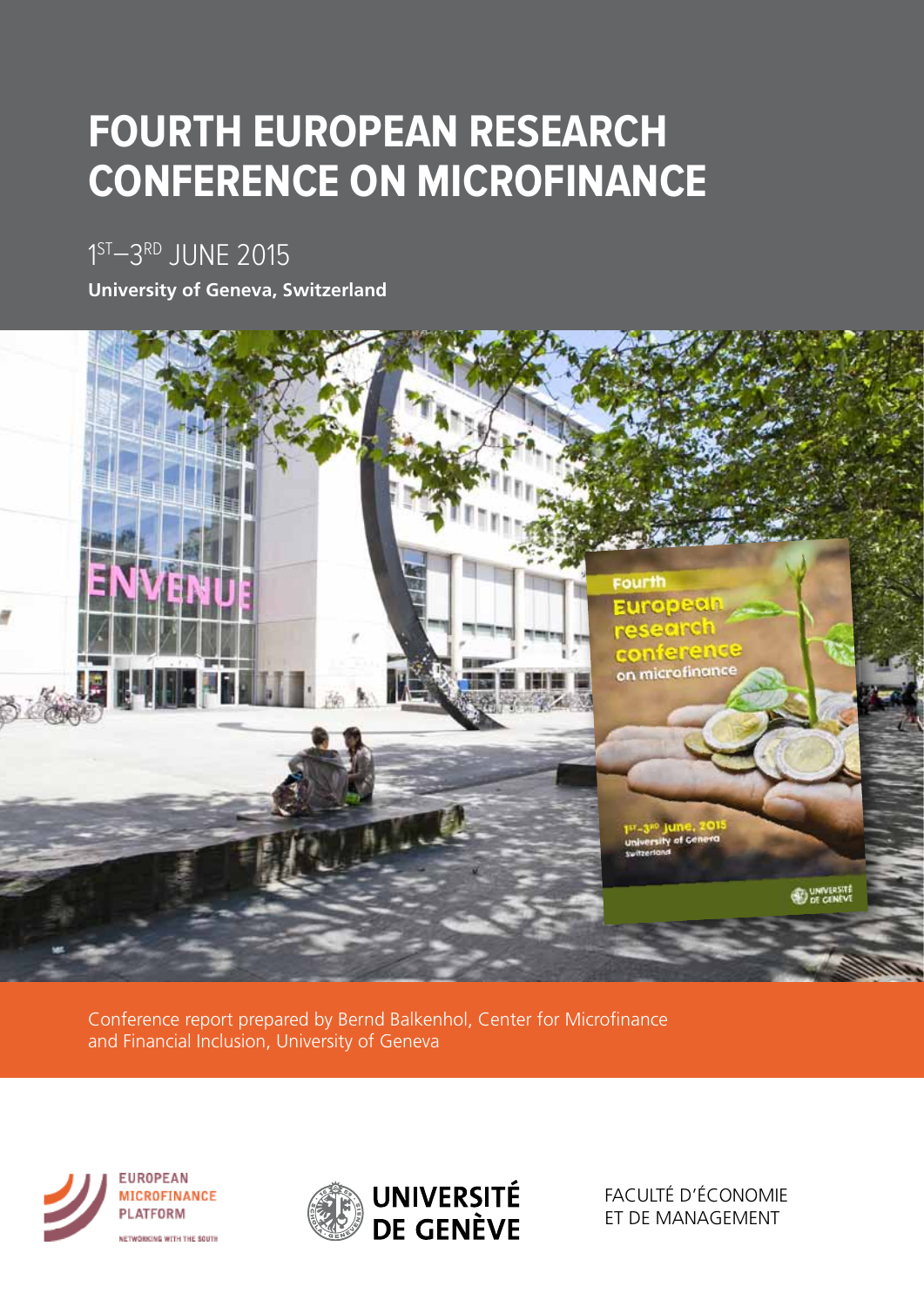# FOURTH EUROPEAN RESEARCH CONFERENCE ON MICROFINANCE

1ST–3RD JUNE 2015

**University of Geneva, Switzerland**

Conference report prepared by Bernd Balkenhol, Center for Microfinance and Financial Inclusion, University of Geneva

EUROPEAN MICROFINANCE PLATFORM — NETWORKING WITH THE SOUTH

UNIVERSITÉ DE GENÈVE

FACULTÉ D'ÉCONOMIE ET DE MANAGEMENT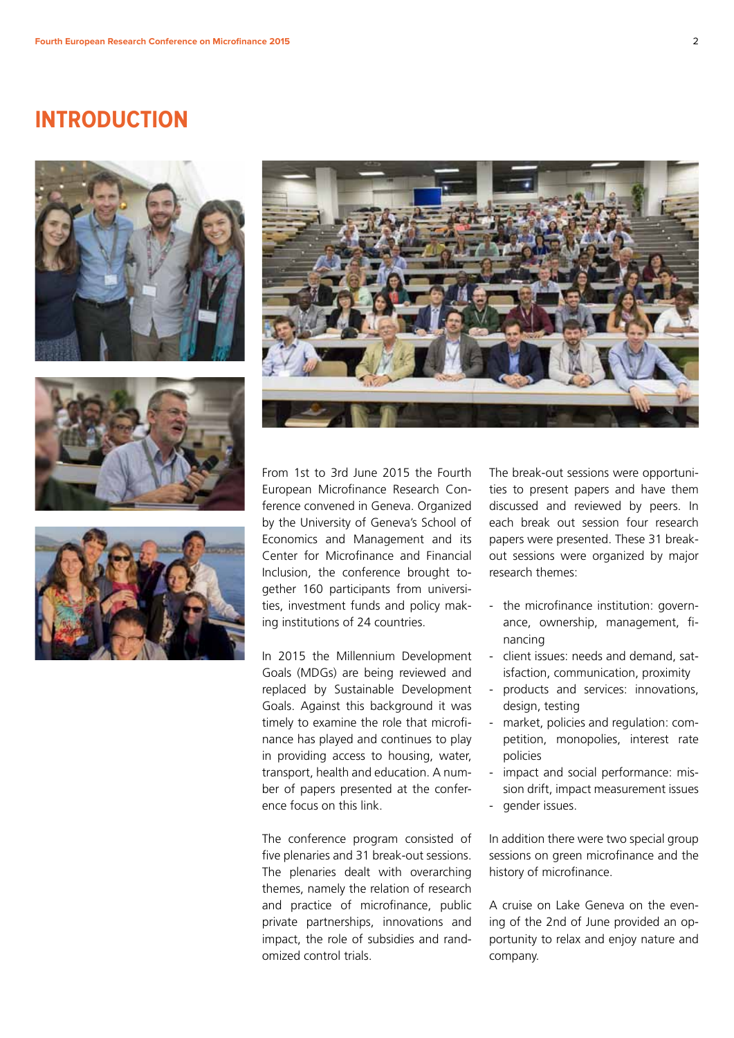# INTRODUCTION

From 1st to 3rd June 2015 the Fourth European Microfinance Research Conference convened in Geneva. Organized by the University of Geneva's School of Economics and Management and its Center for Microfinance and Financial Inclusion, the conference brought together 160 participants from universities, investment funds and policy making institutions of 24 countries.

In 2015 the Millennium Development Goals (MDGs) are being reviewed and replaced by Sustainable Development Goals. Against this background it was timely to examine the role that microfinance has played and continues to play in providing access to housing, water, transport, health and education. A number of papers presented at the conference focus on this link.

The conference program consisted of five plenaries and 31 break-out sessions. The plenaries dealt with overarching themes, namely the relation of research and practice of microfinance, public private partnerships, innovations and impact, the role of subsidies and randomized control trials.

The break-out sessions were opportunities to present papers and have them discussed and reviewed by peers. In each break out session four research papers were presented. These 31 break-out sessions were organized by major research themes:

- the microfinance institution: governance, ownership, management, financing
- client issues: needs and demand, satisfaction, communication, proximity
- products and services: innovations, design, testing
- market, policies and regulation: competition, monopolies, interest rate policies
- impact and social performance: mission drift, impact measurement issues
- gender issues.

In addition there were two special group sessions on green microfinance and the history of microfinance.

A cruise on Lake Geneva on the evening of the 2nd of June provided an opportunity to relax and enjoy nature and company.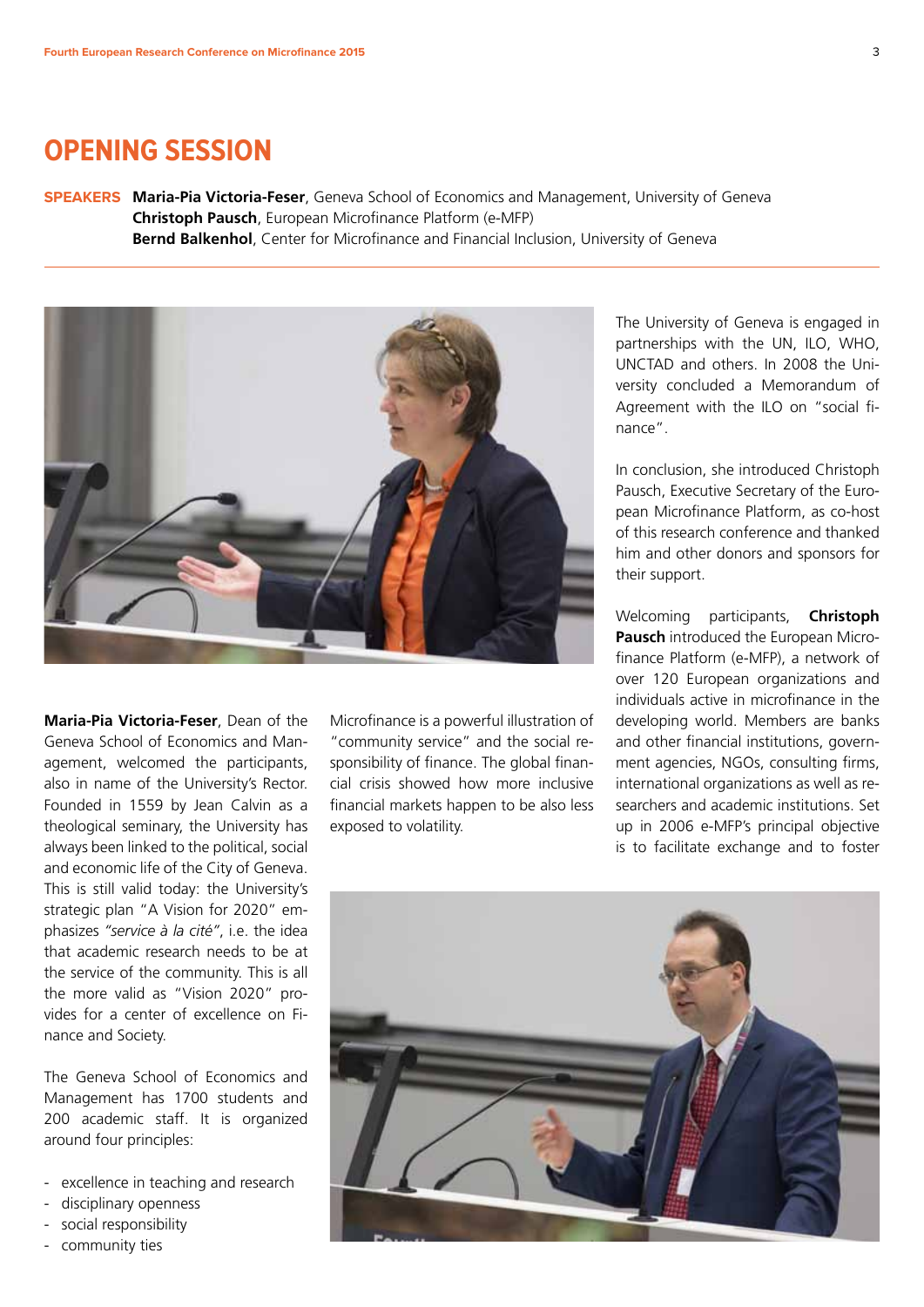# OPENING SESSION

**SPEAKERS** **Maria-Pia Victoria-Feser**, Geneva School of Economics and Management, University of Geneva
**Christoph Pausch**, European Microfinance Platform (e-MFP)
**Bernd Balkenhol**, Center for Microfinance and Financial Inclusion, University of Geneva

**Maria-Pia Victoria-Feser**, Dean of the Geneva School of Economics and Management, welcomed the participants, also in name of the University's Rector. Founded in 1559 by Jean Calvin as a theological seminary, the University has always been linked to the political, social and economic life of the City of Geneva. This is still valid today: the University's strategic plan "A Vision for 2020" emphasizes *"service à la cité"*, i.e. the idea that academic research needs to be at the service of the community. This is all the more valid as "Vision 2020" provides for a center of excellence on Finance and Society.

The Geneva School of Economics and Management has 1700 students and 200 academic staff. It is organized around four principles:

- excellence in teaching and research
- disciplinary openness
- social responsibility
- community ties

Microfinance is a powerful illustration of "community service" and the social responsibility of finance. The global financial crisis showed how more inclusive financial markets happen to be also less exposed to volatility.

The University of Geneva is engaged in partnerships with the UN, ILO, WHO, UNCTAD and others. In 2008 the University concluded a Memorandum of Agreement with the ILO on "social finance".

In conclusion, she introduced Christoph Pausch, Executive Secretary of the European Microfinance Platform, as co-host of this research conference and thanked him and other donors and sponsors for their support.

Welcoming participants, **Christoph Pausch** introduced the European Microfinance Platform (e-MFP), a network of over 120 European organizations and individuals active in microfinance in the developing world. Members are banks and other financial institutions, government agencies, NGOs, consulting firms, international organizations as well as researchers and academic institutions. Set up in 2006 e-MFP's principal objective is to facilitate exchange and to foster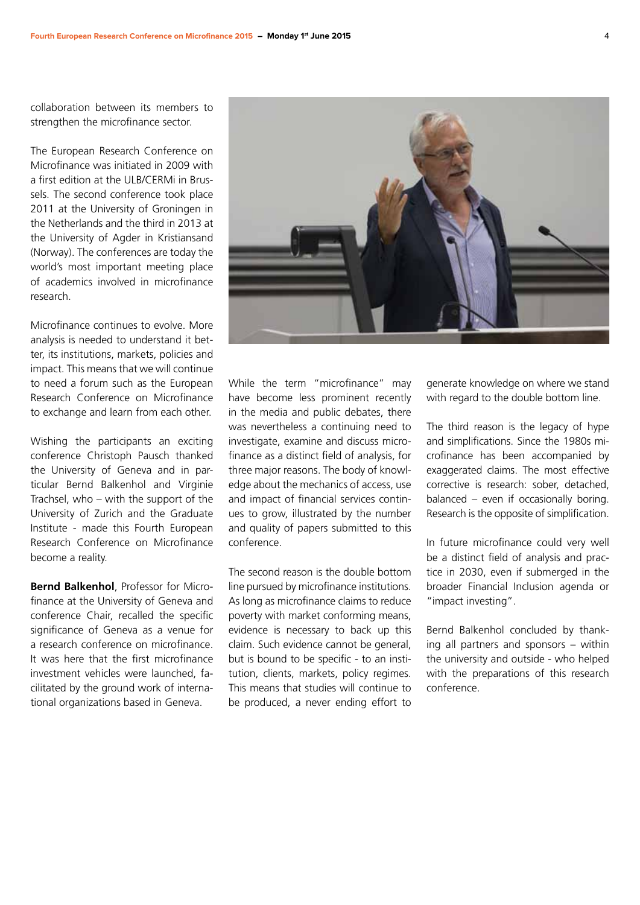collaboration between its members to strengthen the microfinance sector.

The European Research Conference on Microfinance was initiated in 2009 with a first edition at the ULB/CERMi in Brussels. The second conference took place 2011 at the University of Groningen in the Netherlands and the third in 2013 at the University of Agder in Kristiansand (Norway). The conferences are today the world's most important meeting place of academics involved in microfinance research.

Microfinance continues to evolve. More analysis is needed to understand it better, its institutions, markets, policies and impact. This means that we will continue to need a forum such as the European Research Conference on Microfinance to exchange and learn from each other.

Wishing the participants an exciting conference Christoph Pausch thanked the University of Geneva and in particular Bernd Balkenhol and Virginie Trachsel, who – with the support of the University of Zurich and the Graduate Institute - made this Fourth European Research Conference on Microfinance become a reality.

**Bernd Balkenhol**, Professor for Microfinance at the University of Geneva and conference Chair, recalled the specific significance of Geneva as a venue for a research conference on microfinance. It was here that the first microfinance investment vehicles were launched, facilitated by the ground work of international organizations based in Geneva.

While the term "microfinance" may have become less prominent recently in the media and public debates, there was nevertheless a continuing need to investigate, examine and discuss microfinance as a distinct field of analysis, for three major reasons. The body of knowledge about the mechanics of access, use and impact of financial services continues to grow, illustrated by the number and quality of papers submitted to this conference.

The second reason is the double bottom line pursued by microfinance institutions. As long as microfinance claims to reduce poverty with market conforming means, evidence is necessary to back up this claim. Such evidence cannot be general, but is bound to be specific - to an institution, clients, markets, policy regimes. This means that studies will continue to be produced, a never ending effort to generate knowledge on where we stand with regard to the double bottom line.

The third reason is the legacy of hype and simplifications. Since the 1980s microfinance has been accompanied by exaggerated claims. The most effective corrective is research: sober, detached, balanced – even if occasionally boring. Research is the opposite of simplification.

In future microfinance could very well be a distinct field of analysis and practice in 2030, even if submerged in the broader Financial Inclusion agenda or "impact investing".

Bernd Balkenhol concluded by thanking all partners and sponsors – within the university and outside - who helped with the preparations of this research conference.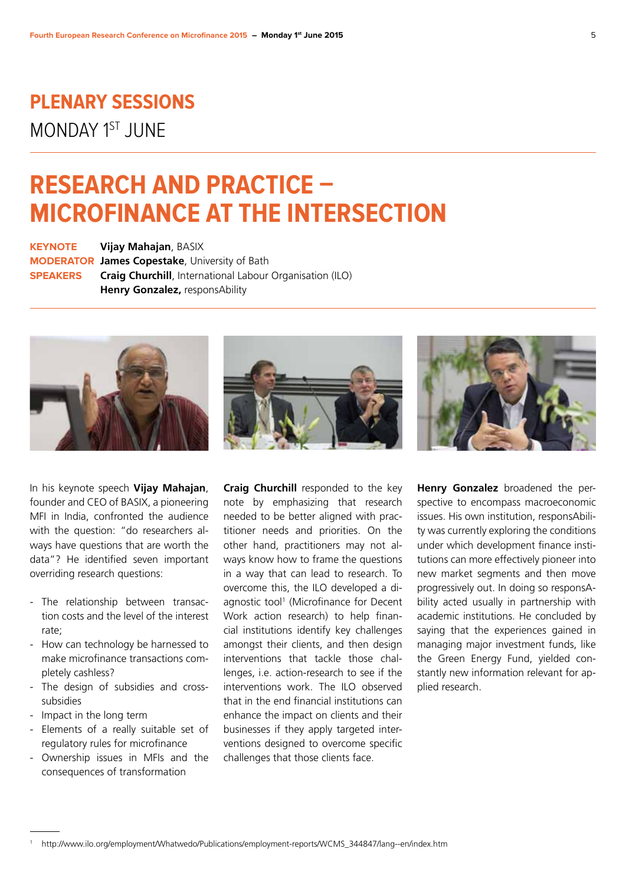# PLENARY SESSIONS

MONDAY 1ST JUNE

## RESEARCH AND PRACTICE – MICROFINANCE AT THE INTERSECTION

**KEYNOTE** **Vijay Mahajan**, BASIX
**MODERATOR** **James Copestake**, University of Bath
**SPEAKERS** **Craig Churchill**, International Labour Organisation (ILO)
**Henry Gonzalez,** responsAbility

In his keynote speech **Vijay Mahajan**, founder and CEO of BASIX, a pioneering MFI in India, confronted the audience with the question: "do researchers always have questions that are worth the data"? He identified seven important overriding research questions:

- The relationship between transaction costs and the level of the interest rate;
- How can technology be harnessed to make microfinance transactions completely cashless?
- The design of subsidies and cross-subsidies
- Impact in the long term
- Elements of a really suitable set of regulatory rules for microfinance
- Ownership issues in MFIs and the consequences of transformation

**Craig Churchill** responded to the key note by emphasizing that research needed to be better aligned with practitioner needs and priorities. On the other hand, practitioners may not always know how to frame the questions in a way that can lead to research. To overcome this, the ILO developed a diagnostic tool[1] (Microfinance for Decent Work action research) to help financial institutions identify key challenges amongst their clients, and then design interventions that tackle those challenges, i.e. action-research to see if the interventions work. The ILO observed that in the end financial institutions can enhance the impact on clients and their businesses if they apply targeted interventions designed to overcome specific challenges that those clients face.

**Henry Gonzalez** broadened the perspective to encompass macroeconomic issues. His own institution, responsAbility was currently exploring the conditions under which development finance institutions can more effectively pioneer into new market segments and then move progressively out. In doing so responsAbility acted usually in partnership with academic institutions. He concluded by saying that the experiences gained in managing major investment funds, like the Green Energy Fund, yielded constantly new information relevant for applied research.

[1] http://www.ilo.org/employment/Whatwedo/Publications/employment-reports/WCMS_344847/lang--en/index.htm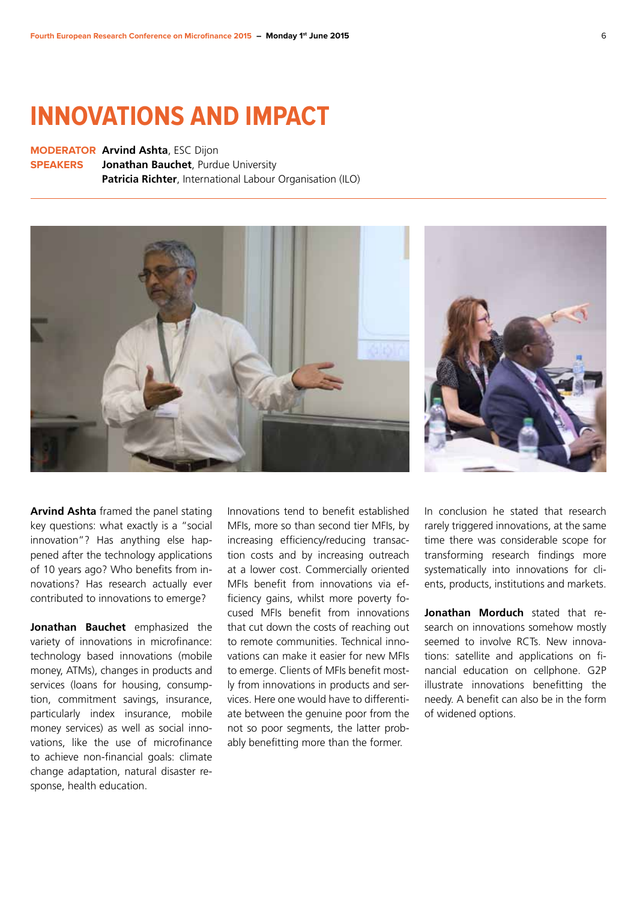# INNOVATIONS AND IMPACT

**MODERATOR** **Arvind Ashta**, ESC Dijon
**SPEAKERS** **Jonathan Bauchet**, Purdue University
**Patricia Richter**, International Labour Organisation (ILO)

**Arvind Ashta** framed the panel stating key questions: what exactly is a "social innovation"? Has anything else happened after the technology applications of 10 years ago? Who benefits from innovations? Has research actually ever contributed to innovations to emerge?

**Jonathan Bauchet** emphasized the variety of innovations in microfinance: technology based innovations (mobile money, ATMs), changes in products and services (loans for housing, consumption, commitment savings, insurance, particularly index insurance, mobile money services) as well as social innovations, like the use of microfinance to achieve non-financial goals: climate change adaptation, natural disaster response, health education.

Innovations tend to benefit established MFIs, more so than second tier MFIs, by increasing efficiency/reducing transaction costs and by increasing outreach at a lower cost. Commercially oriented MFIs benefit from innovations via efficiency gains, whilst more poverty focused MFIs benefit from innovations that cut down the costs of reaching out to remote communities. Technical innovations can make it easier for new MFIs to emerge. Clients of MFIs benefit mostly from innovations in products and services. Here one would have to differentiate between the genuine poor from the not so poor segments, the latter probably benefitting more than the former.

In conclusion he stated that research rarely triggered innovations, at the same time there was considerable scope for transforming research findings more systematically into innovations for clients, products, institutions and markets.

**Jonathan Morduch** stated that research on innovations somehow mostly seemed to involve RCTs. New innovations: satellite and applications on financial education on cellphone. G2P illustrate innovations benefitting the needy. A benefit can also be in the form of widened options.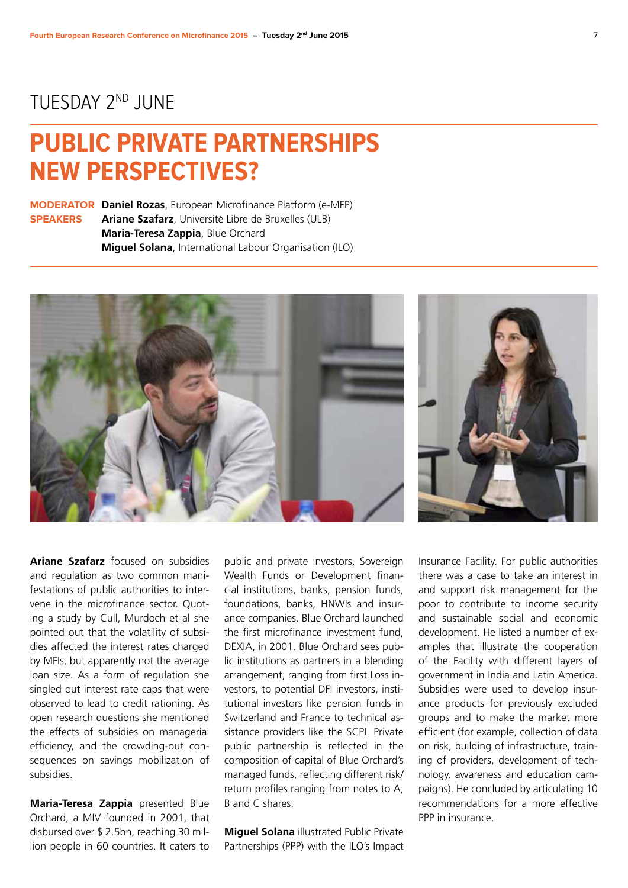# TUESDAY 2ND JUNE

## PUBLIC PRIVATE PARTNERSHIPS NEW PERSPECTIVES?

**MODERATOR** **Daniel Rozas**, European Microfinance Platform (e-MFP)

**SPEAKERS** **Ariane Szafarz**, Université Libre de Bruxelles (ULB)
**Maria-Teresa Zappia**, Blue Orchard
**Miguel Solana**, International Labour Organisation (ILO)

**Ariane Szafarz** focused on subsidies and regulation as two common manifestations of public authorities to intervene in the microfinance sector. Quoting a study by Cull, Murdoch et al she pointed out that the volatility of subsidies affected the interest rates charged by MFIs, but apparently not the average loan size. As a form of regulation she singled out interest rate caps that were observed to lead to credit rationing. As open research questions she mentioned the effects of subsidies on managerial efficiency, and the crowding-out consequences on savings mobilization of subsidies.

**Maria-Teresa Zappia** presented Blue Orchard, a MIV founded in 2001, that disbursed over $ 2.5bn, reaching 30 million people in 60 countries. It caters to public and private investors, Sovereign Wealth Funds or Development financial institutions, banks, pension funds, foundations, banks, HNWIs and insurance companies. Blue Orchard launched the first microfinance investment fund, DEXIA, in 2001. Blue Orchard sees public institutions as partners in a blending arrangement, ranging from first Loss investors, to potential DFI investors, institutional investors like pension funds in Switzerland and France to technical assistance providers like the SCPI. Private public partnership is reflected in the composition of capital of Blue Orchard's managed funds, reflecting different risk/return profiles ranging from notes to A, B and C shares.

**Miguel Solana** illustrated Public Private Partnerships (PPP) with the ILO's Impact Insurance Facility. For public authorities there was a case to take an interest in and support risk management for the poor to contribute to income security and sustainable social and economic development. He listed a number of examples that illustrate the cooperation of the Facility with different layers of government in India and Latin America. Subsidies were used to develop insurance products for previously excluded groups and to make the market more efficient (for example, collection of data on risk, building of infrastructure, training of providers, development of technology, awareness and education campaigns). He concluded by articulating 10 recommendations for a more effective PPP in insurance.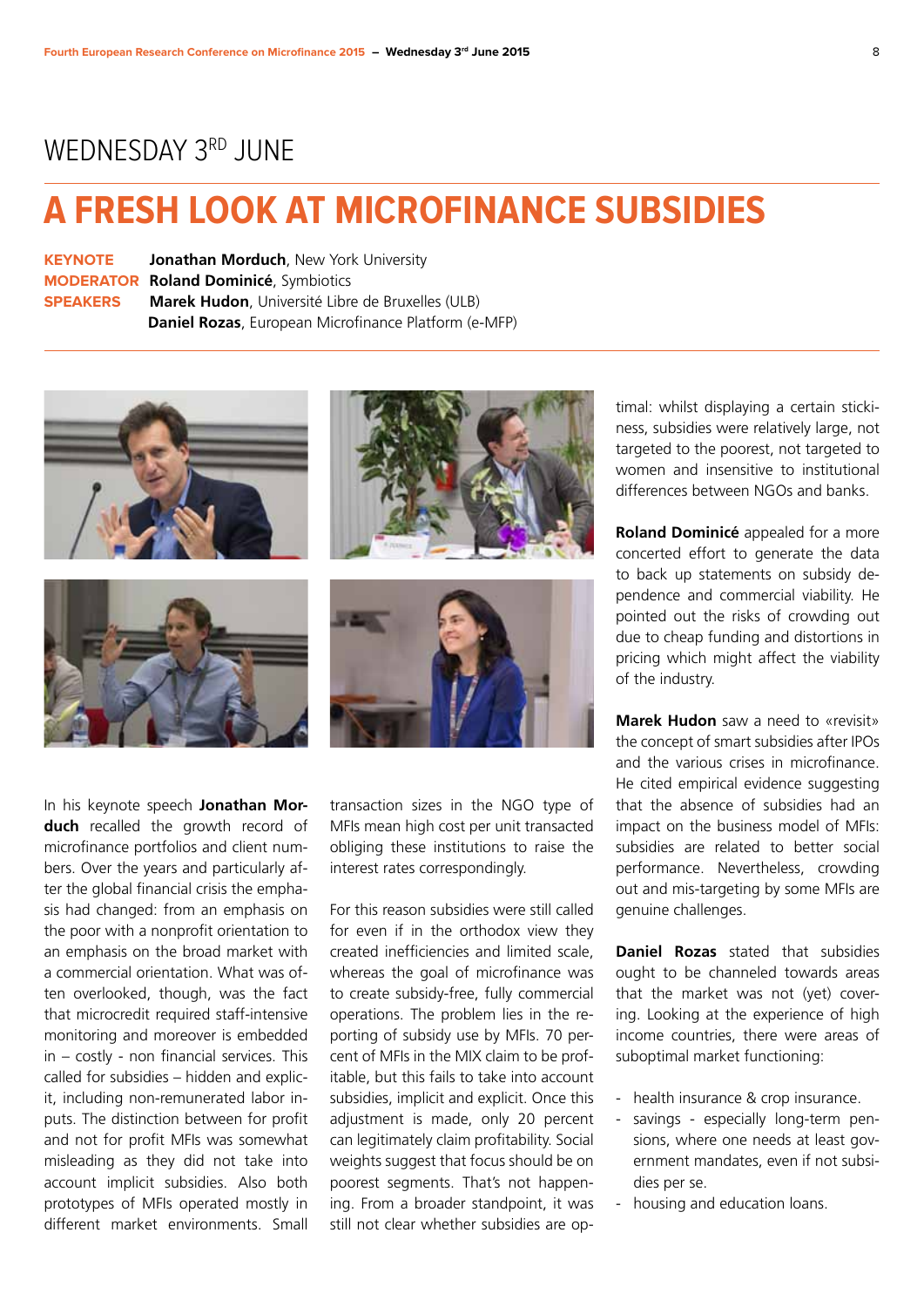## WEDNESDAY 3RD JUNE

# A FRESH LOOK AT MICROFINANCE SUBSIDIES

**KEYNOTE** **Jonathan Morduch**, New York University
**MODERATOR** **Roland Dominicé**, Symbiotics
**SPEAKERS** **Marek Hudon**, Université Libre de Bruxelles (ULB)
**Daniel Rozas**, European Microfinance Platform (e-MFP)

In his keynote speech **Jonathan Morduch** recalled the growth record of microfinance portfolios and client numbers. Over the years and particularly after the global financial crisis the emphasis had changed: from an emphasis on the poor with a nonprofit orientation to an emphasis on the broad market with a commercial orientation. What was often overlooked, though, was the fact that microcredit required staff-intensive monitoring and moreover is embedded in – costly - non financial services. This called for subsidies – hidden and explicit, including non-remunerated labor inputs. The distinction between for profit and not for profit MFIs was somewhat misleading as they did not take into account implicit subsidies. Also both prototypes of MFIs operated mostly in different market environments. Small transaction sizes in the NGO type of MFIs mean high cost per unit transacted obliging these institutions to raise the interest rates correspondingly.

For this reason subsidies were still called for even if in the orthodox view they created inefficiencies and limited scale, whereas the goal of microfinance was to create subsidy-free, fully commercial operations. The problem lies in the reporting of subsidy use by MFIs. 70 percent of MFIs in the MIX claim to be profitable, but this fails to take into account subsidies, implicit and explicit. Once this adjustment is made, only 20 percent can legitimately claim profitability. Social weights suggest that focus should be on poorest segments. That's not happening. From a broader standpoint, it was still not clear whether subsidies are optimal: whilst displaying a certain stickiness, subsidies were relatively large, not targeted to the poorest, not targeted to women and insensitive to institutional differences between NGOs and banks.

**Roland Dominicé** appealed for a more concerted effort to generate the data to back up statements on subsidy dependence and commercial viability. He pointed out the risks of crowding out due to cheap funding and distortions in pricing which might affect the viability of the industry.

**Marek Hudon** saw a need to «revisit» the concept of smart subsidies after IPOs and the various crises in microfinance. He cited empirical evidence suggesting that the absence of subsidies had an impact on the business model of MFIs: subsidies are related to better social performance. Nevertheless, crowding out and mis-targeting by some MFIs are genuine challenges.

**Daniel Rozas** stated that subsidies ought to be channeled towards areas that the market was not (yet) covering. Looking at the experience of high income countries, there were areas of suboptimal market functioning:

- health insurance & crop insurance.
- savings - especially long-term pensions, where one needs at least government mandates, even if not subsidies per se.
- housing and education loans.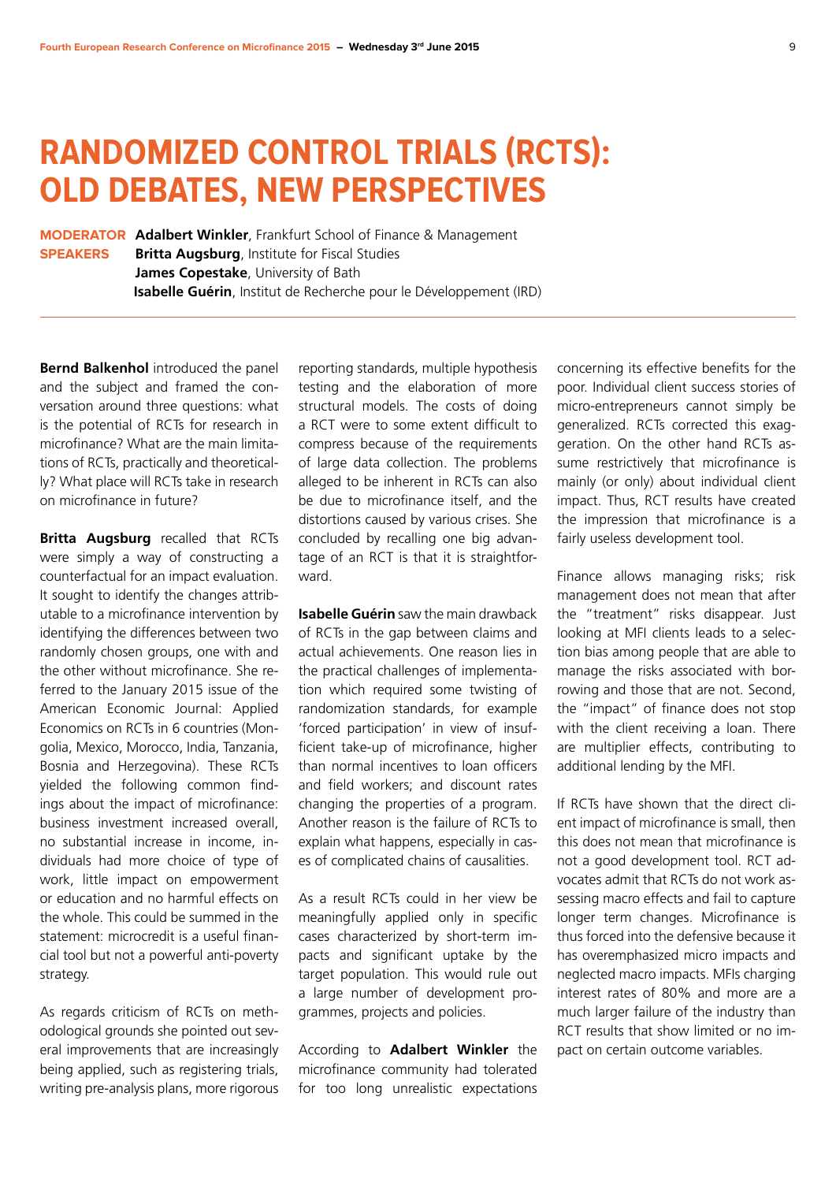# RANDOMIZED CONTROL TRIALS (RCTS): OLD DEBATES, NEW PERSPECTIVES

**MODERATOR** **Adalbert Winkler**, Frankfurt School of Finance & Management
**SPEAKERS** **Britta Augsburg**, Institute for Fiscal Studies
**James Copestake**, University of Bath
**Isabelle Guérin**, Institut de Recherche pour le Développement (IRD)

**Bernd Balkenhol** introduced the panel and the subject and framed the conversation around three questions: what is the potential of RCTs for research in microfinance? What are the main limitations of RCTs, practically and theoretically? What place will RCTs take in research on microfinance in future?

**Britta Augsburg** recalled that RCTs were simply a way of constructing a counterfactual for an impact evaluation. It sought to identify the changes attributable to a microfinance intervention by identifying the differences between two randomly chosen groups, one with and the other without microfinance. She referred to the January 2015 issue of the American Economic Journal: Applied Economics on RCTs in 6 countries (Mongolia, Mexico, Morocco, India, Tanzania, Bosnia and Herzegovina). These RCTs yielded the following common findings about the impact of microfinance: business investment increased overall, no substantial increase in income, individuals had more choice of type of work, little impact on empowerment or education and no harmful effects on the whole. This could be summed in the statement: microcredit is a useful financial tool but not a powerful anti-poverty strategy.

As regards criticism of RCTs on methodological grounds she pointed out several improvements that are increasingly being applied, such as registering trials, writing pre-analysis plans, more rigorous reporting standards, multiple hypothesis testing and the elaboration of more structural models. The costs of doing a RCT were to some extent difficult to compress because of the requirements of large data collection. The problems alleged to be inherent in RCTs can also be due to microfinance itself, and the distortions caused by various crises. She concluded by recalling one big advantage of an RCT is that it is straightforward.

**Isabelle Guérin** saw the main drawback of RCTs in the gap between claims and actual achievements. One reason lies in the practical challenges of implementation which required some twisting of randomization standards, for example 'forced participation' in view of insufficient take-up of microfinance, higher than normal incentives to loan officers and field workers; and discount rates changing the properties of a program. Another reason is the failure of RCTs to explain what happens, especially in cases of complicated chains of causalities.

As a result RCTs could in her view be meaningfully applied only in specific cases characterized by short-term impacts and significant uptake by the target population. This would rule out a large number of development programmes, projects and policies.

According to **Adalbert Winkler** the microfinance community had tolerated for too long unrealistic expectations concerning its effective benefits for the poor. Individual client success stories of micro-entrepreneurs cannot simply be generalized. RCTs corrected this exaggeration. On the other hand RCTs assume restrictively that microfinance is mainly (or only) about individual client impact. Thus, RCT results have created the impression that microfinance is a fairly useless development tool.

Finance allows managing risks; risk management does not mean that after the "treatment" risks disappear. Just looking at MFI clients leads to a selection bias among people that are able to manage the risks associated with borrowing and those that are not. Second, the "impact" of finance does not stop with the client receiving a loan. There are multiplier effects, contributing to additional lending by the MFI.

If RCTs have shown that the direct client impact of microfinance is small, then this does not mean that microfinance is not a good development tool. RCT advocates admit that RCTs do not work assessing macro effects and fail to capture longer term changes. Microfinance is thus forced into the defensive because it has overemphasized micro impacts and neglected macro impacts. MFIs charging interest rates of 80% and more are a much larger failure of the industry than RCT results that show limited or no impact on certain outcome variables.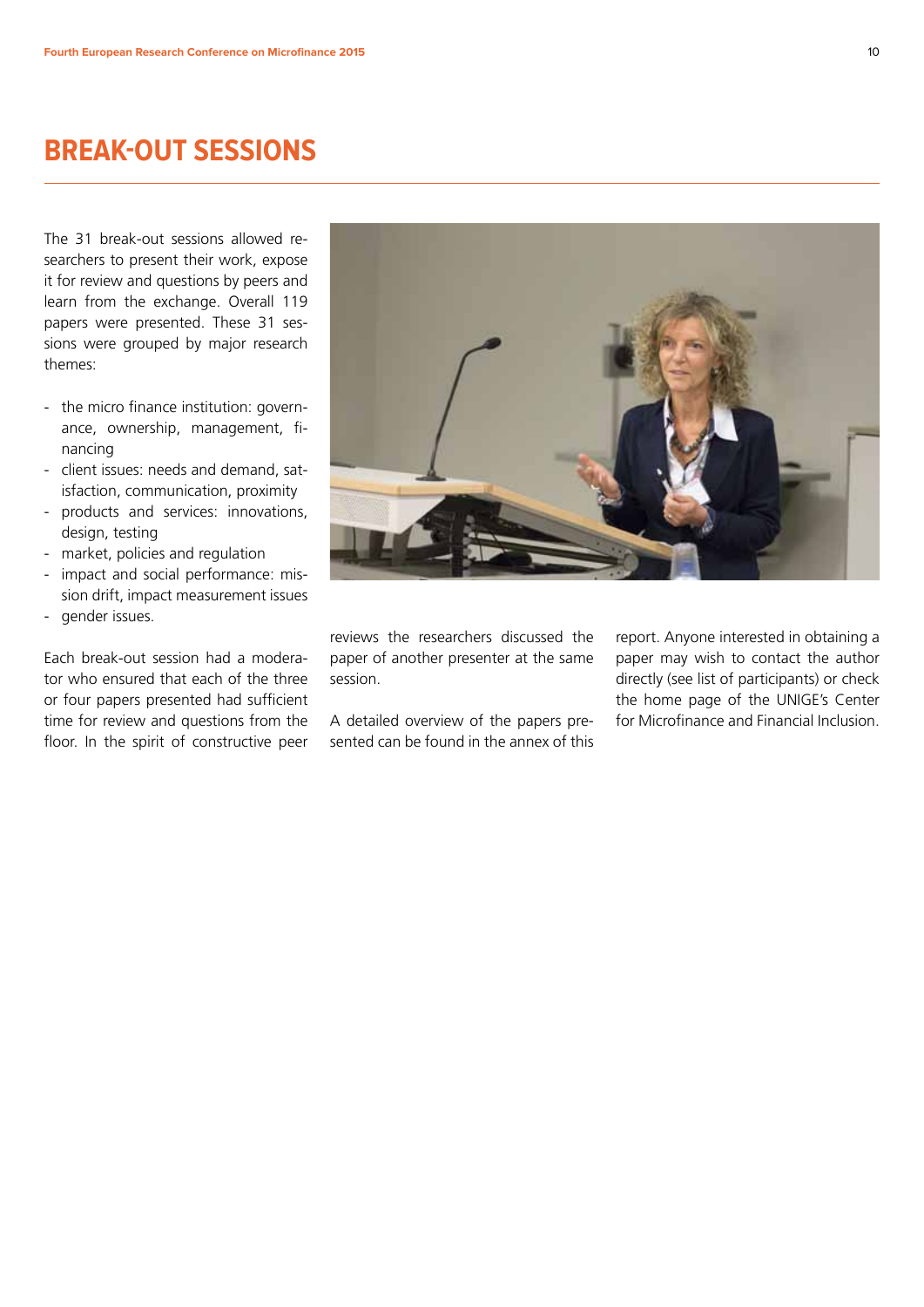# BREAK-OUT SESSIONS

The 31 break-out sessions allowed researchers to present their work, expose it for review and questions by peers and learn from the exchange. Overall 119 papers were presented. These 31 sessions were grouped by major research themes:

- the micro finance institution: governance, ownership, management, financing
- client issues: needs and demand, satisfaction, communication, proximity
- products and services: innovations, design, testing
- market, policies and regulation
- impact and social performance: mission drift, impact measurement issues
- gender issues.

Each break-out session had a moderator who ensured that each of the three or four papers presented had sufficient time for review and questions from the floor. In the spirit of constructive peer reviews the researchers discussed the paper of another presenter at the same session.

A detailed overview of the papers presented can be found in the annex of this report. Anyone interested in obtaining a paper may wish to contact the author directly (see list of participants) or check the home page of the UNIGE's Center for Microfinance and Financial Inclusion.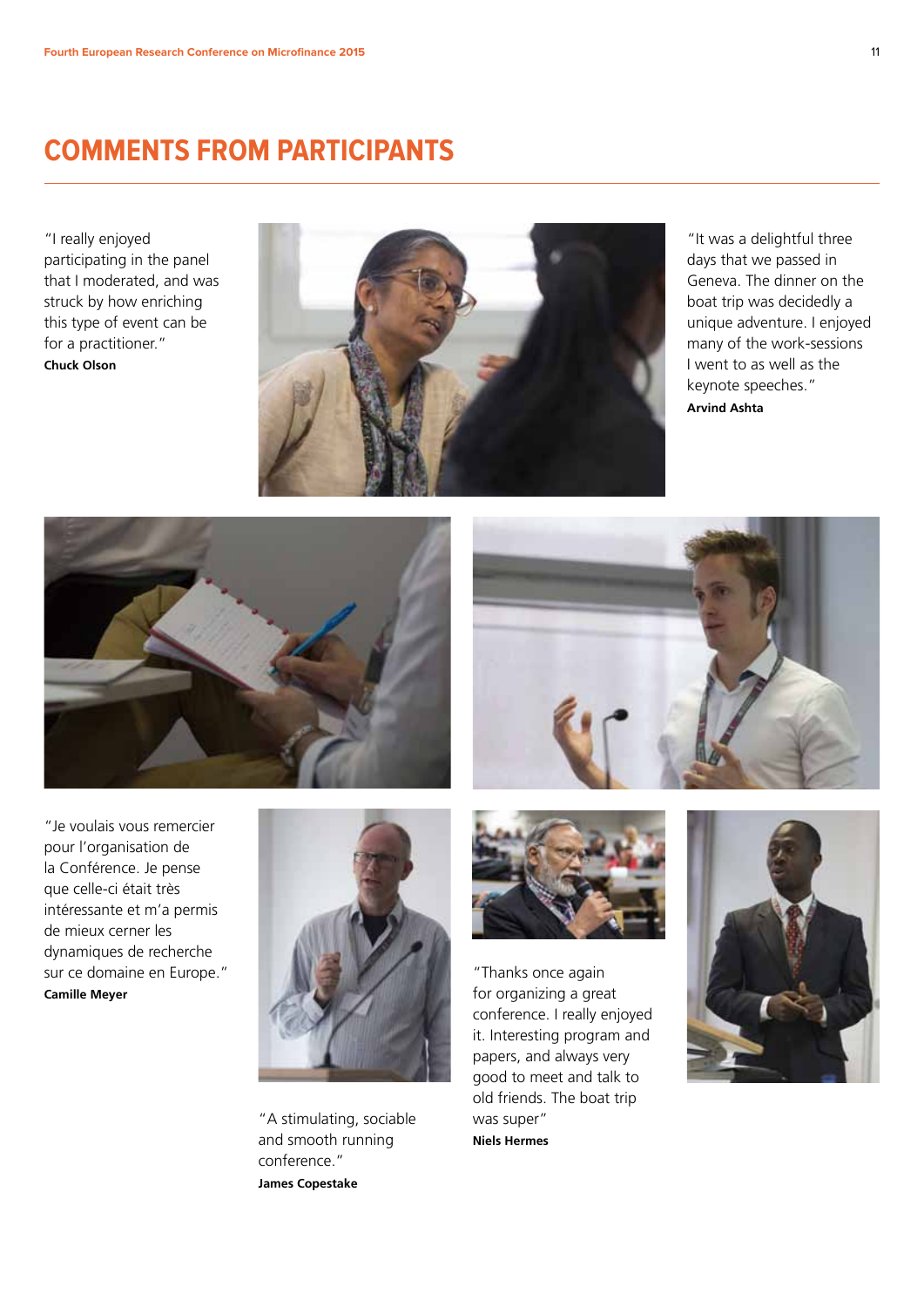# COMMENTS FROM PARTICIPANTS

"I really enjoyed participating in the panel that I moderated, and was struck by how enriching this type of event can be for a practitioner."
**Chuck Olson**

"It was a delightful three days that we passed in Geneva. The dinner on the boat trip was decidedly a unique adventure. I enjoyed many of the work-sessions I went to as well as the keynote speeches."
**Arvind Ashta**

"Je voulais vous remercier pour l'organisation de la Conférence. Je pense que celle-ci était très intéressante et m'a permis de mieux cerner les dynamiques de recherche sur ce domaine en Europe."
**Camille Meyer**

"A stimulating, sociable and smooth running conference."
**James Copestake**

"Thanks once again for organizing a great conference. I really enjoyed it. Interesting program and papers, and always very good to meet and talk to old friends. The boat trip was super"
**Niels Hermes**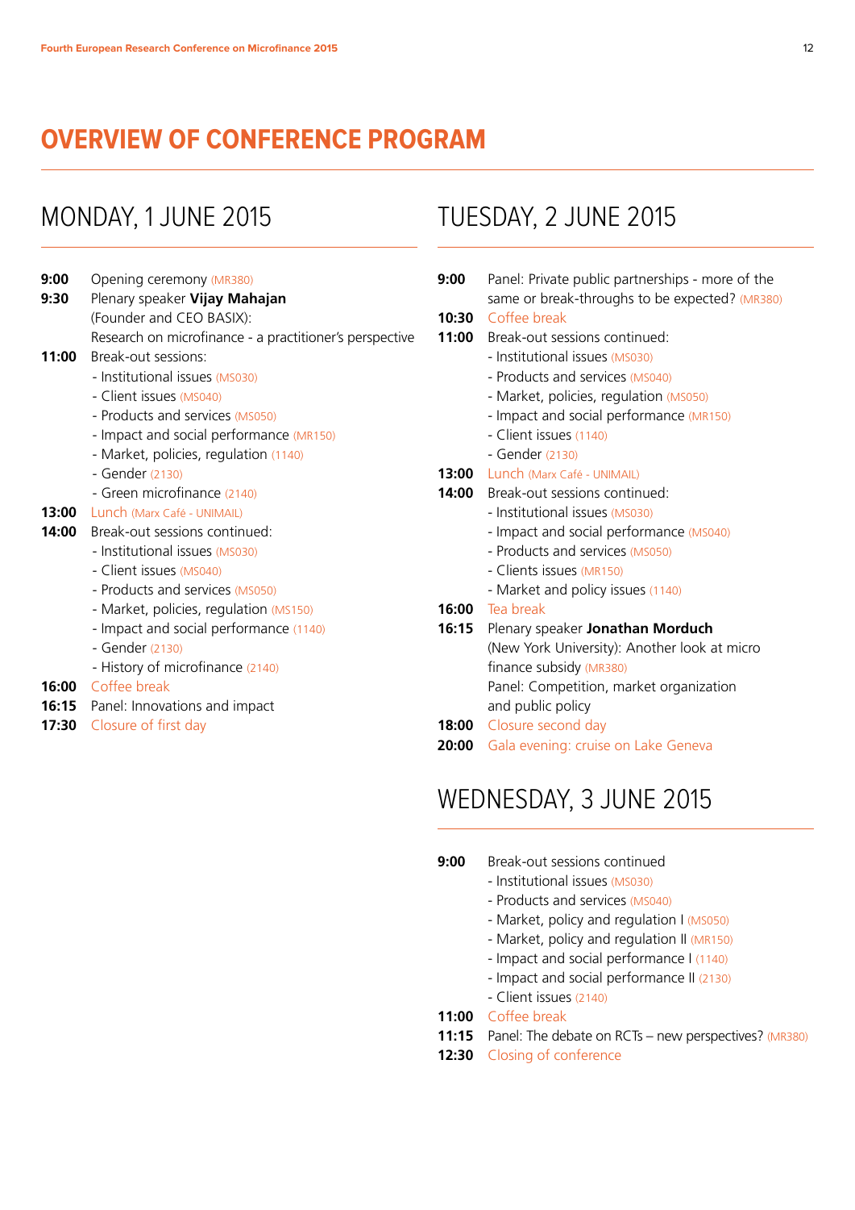# OVERVIEW OF CONFERENCE PROGRAM

## MONDAY, 1 JUNE 2015

**9:00** Opening ceremony (MR380)

**9:30** Plenary speaker **Vijay Mahajan** (Founder and CEO BASIX): Research on microfinance - a practitioner's perspective

**11:00** Break-out sessions:
- Institutional issues (MS030)
- Client issues (MS040)
- Products and services (MS050)
- Impact and social performance (MR150)
- Market, policies, regulation (1140)
- Gender (2130)
- Green microfinance (2140)

**13:00** Lunch (Marx Café - UNIMAIL)

**14:00** Break-out sessions continued:
- Institutional issues (MS030)
- Client issues (MS040)
- Products and services (MS050)
- Market, policies, regulation (MS150)
- Impact and social performance (1140)
- Gender (2130)
- History of microfinance (2140)

**16:00** Coffee break

**16:15** Panel: Innovations and impact

**17:30** Closure of first day

## TUESDAY, 2 JUNE 2015

**9:00** Panel: Private public partnerships - more of the same or break-throughs to be expected? (MR380)

**10:30** Coffee break

**11:00** Break-out sessions continued:
- Institutional issues (MS030)
- Products and services (MS040)
- Market, policies, regulation (MS050)
- Impact and social performance (MR150)
- Client issues (1140)
- Gender (2130)

**13:00** Lunch (Marx Café - UNIMAIL)

**14:00** Break-out sessions continued:
- Institutional issues (MS030)
- Impact and social performance (MS040)
- Products and services (MS050)
- Clients issues (MR150)
- Market and policy issues (1140)

**16:00** Tea break

**16:15** Plenary speaker **Jonathan Morduch** (New York University): Another look at micro finance subsidy (MR380)
Panel: Competition, market organization and public policy

**18:00** Closure second day

**20:00** Gala evening: cruise on Lake Geneva

## WEDNESDAY, 3 JUNE 2015

**9:00** Break-out sessions continued
- Institutional issues (MS030)
- Products and services (MS040)
- Market, policy and regulation I (MS050)
- Market, policy and regulation II (MR150)
- Impact and social performance I (1140)
- Impact and social performance II (2130)
- Client issues (2140)

**11:00** Coffee break

**11:15** Panel: The debate on RCTs – new perspectives? (MR380)

**12:30** Closing of conference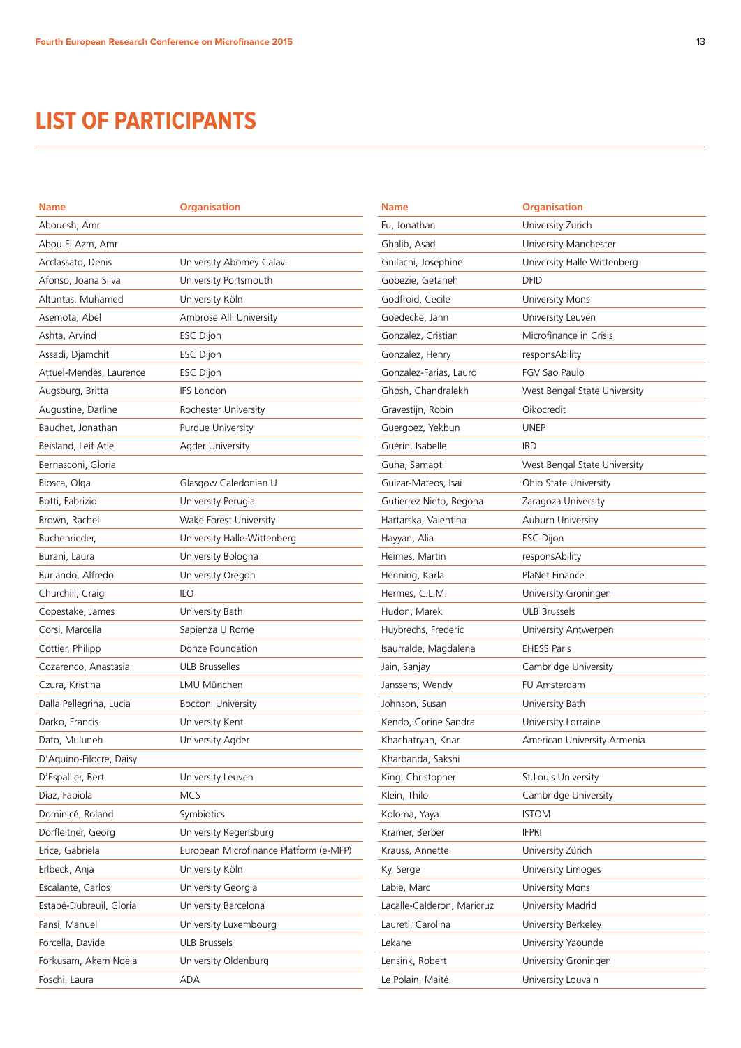# LIST OF PARTICIPANTS

| Name | Organisation |
|---|---|
| Abouesh, Amr | |
| Abou El Azm, Amr | |
| Acclassato, Denis | University Abomey Calavi |
| Afonso, Joana Silva | University Portsmouth |
| Altuntas, Muhamed | University Köln |
| Asemota, Abel | Ambrose Alli University |
| Ashta, Arvind | ESC Dijon |
| Assadi, Djamchit | ESC Dijon |
| Attuel-Mendes, Laurence | ESC Dijon |
| Augsburg, Britta | IFS London |
| Augustine, Darline | Rochester University |
| Bauchet, Jonathan | Purdue University |
| Beisland, Leif Atle | Agder University |
| Bernasconi, Gloria | |
| Biosca, Olga | Glasgow Caledonian U |
| Botti, Fabrizio | University Perugia |
| Brown, Rachel | Wake Forest University |
| Buchenrieder, | University Halle-Wittenberg |
| Burani, Laura | University Bologna |
| Burlando, Alfredo | University Oregon |
| Churchill, Craig | ILO |
| Copestake, James | University Bath |
| Corsi, Marcella | Sapienza U Rome |
| Cottier, Philipp | Donze Foundation |
| Cozarenco, Anastasia | ULB Bruxelles |
| Czura, Kristina | LMU München |
| Dalla Pellegrina, Lucia | Bocconi University |
| Darko, Francis | University Kent |
| Dato, Muluneh | University Agder |
| D'Aquino-Filocre, Daisy | |
| D'Espallier, Bert | University Leuven |
| Diaz, Fabiola | MCS |
| Dominicé, Roland | Symbiotics |
| Dorfleitner, Georg | University Regensburg |
| Erice, Gabriela | European Microfinance Platform (e-MFP) |
| Erlbeck, Anja | University Köln |
| Escalante, Carlos | University Georgia |
| Estapé-Dubreuil, Gloria | University Barcelona |
| Fansi, Manuel | University Luxembourg |
| Forcella, Davide | ULB Brussels |
| Forkusam, Akem Noela | University Oldenburg |
| Foschi, Laura | ADA |
| Fu, Jonathan | University Zurich |
| Ghalib, Asad | University Manchester |
| Gnilachi, Josephine | University Halle Wittenberg |
| Gobezie, Getaneh | DFID |
| Godfroid, Cecile | University Mons |
| Goedecke, Jann | University Leuven |
| Gonzalez, Cristian | Microfinance in Crisis |
| Gonzalez, Henry | responsAbility |
| Gonzalez-Farias, Lauro | FGV Sao Paulo |
| Ghosh, Chandralekh | West Bengal State University |
| Gravestijn, Robin | Oikocredit |
| Guergoez, Yekbun | UNEP |
| Guérin, Isabelle | IRD |
| Guha, Samapti | West Bengal State University |
| Guizar-Mateos, Isai | Ohio State University |
| Gutierrez Nieto, Begona | Zaragoza University |
| Hartarska, Valentina | Auburn University |
| Hayyan, Alia | ESC Dijon |
| Heimes, Martin | responsAbility |
| Henning, Karla | PlaNet Finance |
| Hermes, C.L.M. | University Groningen |
| Hudon, Marek | ULB Brussels |
| Huybrechs, Frederic | University Antwerpen |
| Isaurralde, Magdalena | EHESS Paris |
| Jain, Sanjay | Cambridge University |
| Janssens, Wendy | FU Amsterdam |
| Johnson, Susan | University Bath |
| Kendo, Corine Sandra | University Lorraine |
| Khachatryan, Knar | American University Armenia |
| Kharbanda, Sakshi | |
| King, Christopher | St.Louis University |
| Klein, Thilo | Cambridge University |
| Koloma, Yaya | ISTOM |
| Kramer, Berber | IFPRI |
| Krauss, Annette | University Zürich |
| Ky, Serge | University Limoges |
| Labie, Marc | University Mons |
| Lacalle-Calderon, Maricruz | University Madrid |
| Laureti, Carolina | University Berkeley |
| Lekane | University Yaounde |
| Lensink, Robert | University Groningen |
| Le Polain, Maité | University Louvain |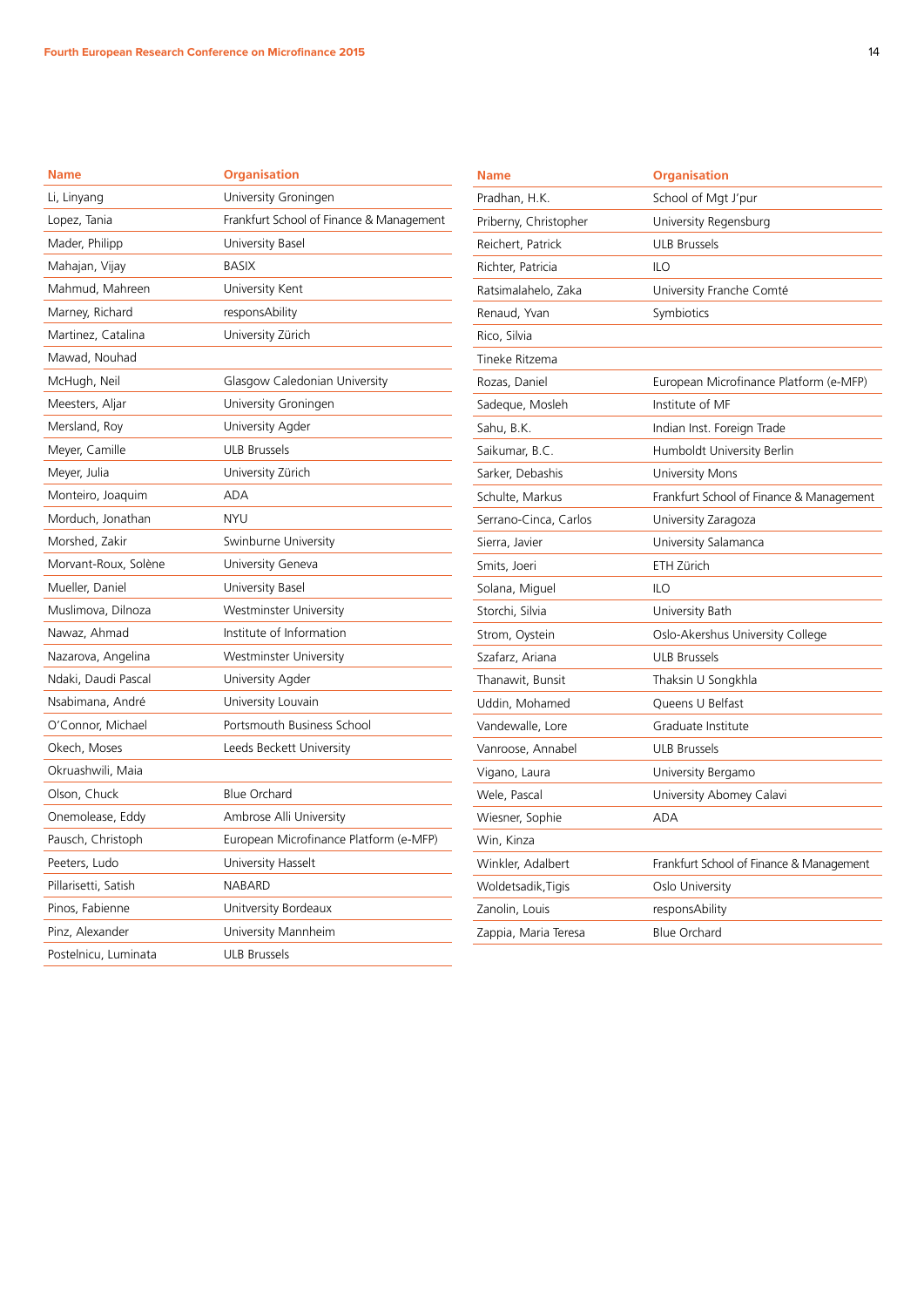| Name | Organisation |
|---|---|
| Li, Linyang | University Groningen |
| Lopez, Tania | Frankfurt School of Finance & Management |
| Mader, Philipp | University Basel |
| Mahajan, Vijay | BASIX |
| Mahmud, Mahreen | University Kent |
| Marney, Richard | responsAbility |
| Martinez, Catalina | University Zürich |
| Mawad, Nouhad | |
| McHugh, Neil | Glasgow Caledonian University |
| Meesters, Aljar | University Groningen |
| Mersland, Roy | University Agder |
| Meyer, Camille | ULB Brussels |
| Meyer, Julia | University Zürich |
| Monteiro, Joaquim | ADA |
| Morduch, Jonathan | NYU |
| Morshed, Zakir | Swinburne University |
| Morvant-Roux, Solène | University Geneva |
| Mueller, Daniel | University Basel |
| Muslimova, Dilnoza | Westminster University |
| Nawaz, Ahmad | Institute of Information |
| Nazarova, Angelina | Westminster University |
| Ndaki, Daudi Pascal | University Agder |
| Nsabimana, André | University Louvain |
| O'Connor, Michael | Portsmouth Business School |
| Okech, Moses | Leeds Beckett University |
| Okruashwili, Maia | |
| Olson, Chuck | Blue Orchard |
| Onemolease, Eddy | Ambrose Alli University |
| Pausch, Christoph | European Microfinance Platform (e-MFP) |
| Peeters, Ludo | University Hasselt |
| Pillarisetti, Satish | NABARD |
| Pinos, Fabienne | Unitversity Bordeaux |
| Pinz, Alexander | University Mannheim |
| Postelnicu, Luminata | ULB Brussels |
| Pradhan, H.K. | School of Mgt J'pur |
| Priberny, Christopher | University Regensburg |
| Reichert, Patrick | ULB Brussels |
| Richter, Patricia | ILO |
| Ratsimalahelo, Zaka | University Franche Comté |
| Renaud, Yvan | Symbiotics |
| Rico, Silvia | |
| Tineke Ritzema | |
| Rozas, Daniel | European Microfinance Platform (e-MFP) |
| Sadeque, Mosleh | Institute of MF |
| Sahu, B.K. | Indian Inst. Foreign Trade |
| Saikumar, B.C. | Humboldt University Berlin |
| Sarker, Debashis | University Mons |
| Schulte, Markus | Frankfurt School of Finance & Management |
| Serrano-Cinca, Carlos | University Zaragoza |
| Sierra, Javier | University Salamanca |
| Smits, Joeri | ETH Zürich |
| Solana, Miguel | ILO |
| Storchi, Silvia | University Bath |
| Strom, Oystein | Oslo-Akershus University College |
| Szafarz, Ariana | ULB Brussels |
| Thanawit, Bunsit | Thaksin U Songkhla |
| Uddin, Mohamed | Queens U Belfast |
| Vandewalle, Lore | Graduate Institute |
| Vanroose, Annabel | ULB Brussels |
| Vigano, Laura | University Bergamo |
| Wele, Pascal | University Abomey Calavi |
| Wiesner, Sophie | ADA |
| Win, Kinza | |
| Winkler, Adalbert | Frankfurt School of Finance & Management |
| Woldetsadik,Tigis | Oslo University |
| Zanolin, Louis | responsAbility |
| Zappia, Maria Teresa | Blue Orchard |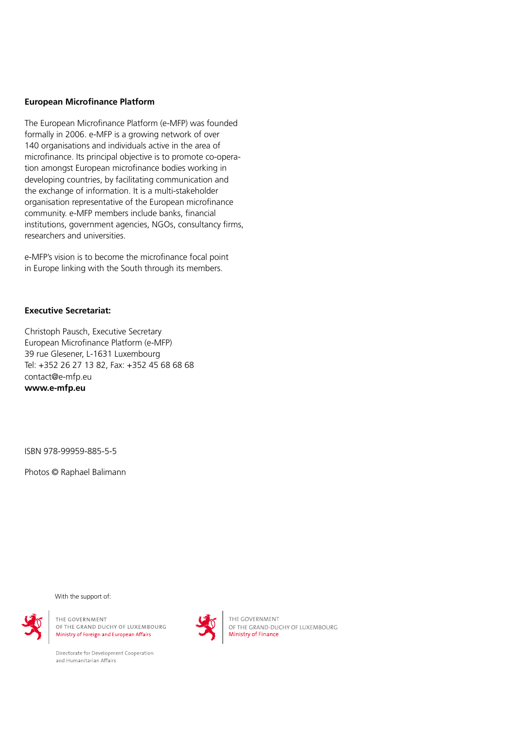**European Microfinance Platform**

The European Microfinance Platform (e-MFP) was founded formally in 2006. e-MFP is a growing network of over 140 organisations and individuals active in the area of microfinance. Its principal objective is to promote co-operation amongst European microfinance bodies working in developing countries, by facilitating communication and the exchange of information. It is a multi-stakeholder organisation representative of the European microfinance community. e-MFP members include banks, financial institutions, government agencies, NGOs, consultancy firms, researchers and universities.

e-MFP's vision is to become the microfinance focal point in Europe linking with the South through its members.

**Executive Secretariat:**

Christoph Pausch, Executive Secretary
European Microfinance Platform (e-MFP)
39 rue Glesener, L-1631 Luxembourg
Tel: +352 26 27 13 82, Fax: +352 45 68 68 68
contact@e-mfp.eu
**www.e-mfp.eu**

ISBN 978-99959-885-5-5

Photos © Raphael Balimann

With the support of:

THE GOVERNMENT
OF THE GRAND DUCHY OF LUXEMBOURG
Ministry of Foreign and European Affairs

Directorate for Development Cooperation
and Humanitarian Affairs

THE GOVERNMENT
OF THE GRAND-DUCHY OF LUXEMBOURG
Ministry of Finance